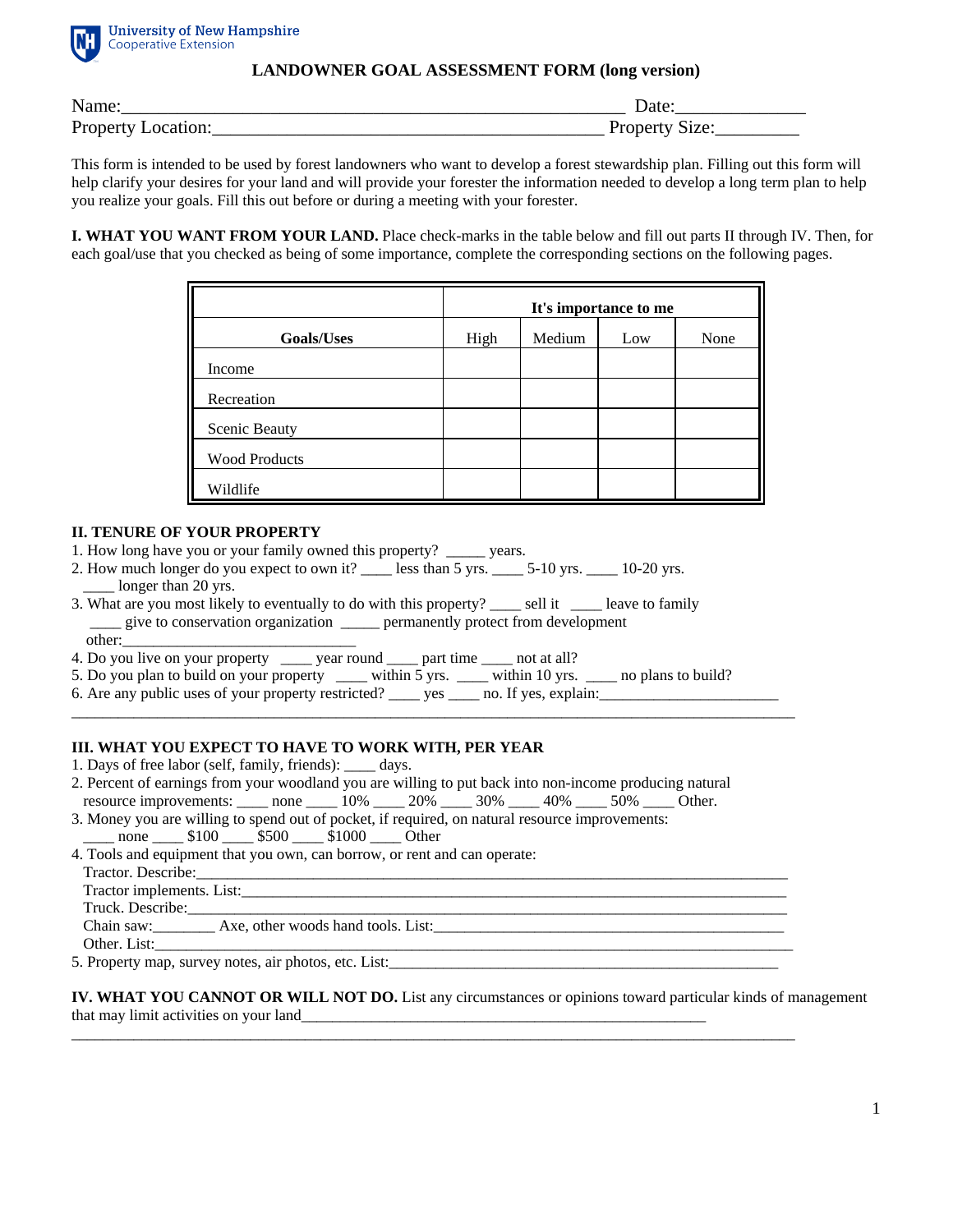University of New Hampshire
Cooperative Extension

# LANDOWNER GOAL ASSESSMENT FORM (long version)

Name:_______________________________________________________ Date:______________
Property Location:__________________________________________ Property Size:_________

This form is intended to be used by forest landowners who want to develop a forest stewardship plan. Filling out this form will help clarify your desires for your land and will provide your forester the information needed to develop a long term plan to help you realize your goals. Fill this out before or during a meeting with your forester.

**I. WHAT YOU WANT FROM YOUR LAND.** Place check-marks in the table below and fill out parts II through IV. Then, for each goal/use that you checked as being of some importance, complete the corresponding sections on the following pages.

| | It's importance to me | | | |
|---|---|---|---|---|
| **Goals/Uses** | High | Medium | Low | None |
| Income | | | | |
| Recreation | | | | |
| Scenic Beauty | | | | |
| Wood Products | | | | |
| Wildlife | | | | |

## II. TENURE OF YOUR PROPERTY

1. How long have you or your family owned this property? _____ years.
2. How much longer do you expect to own it? ____ less than 5 yrs. ____ 5-10 yrs. ____ 10-20 yrs. ____ longer than 20 yrs.
3. What are you most likely to eventually to do with this property? ____ sell it ____ leave to family ____ give to conservation organization _____ permanently protect from development other:____________________________
4. Do you live on your property ____ year round ____ part time ____ not at all?
5. Do you plan to build on your property ____ within 5 yrs. ____ within 10 yrs. ____ no plans to build?
6. Are any public uses of your property restricted? ____ yes ____ no. If yes, explain:______________________
________________________________________________________________________________________

## III. WHAT YOU EXPECT TO HAVE TO WORK WITH, PER YEAR

1. Days of free labor (self, family, friends): ____ days.
2. Percent of earnings from your woodland you are willing to put back into non-income producing natural resource improvements: ____ none ____ 10% ____ 20% ____ 30% ____ 40% ____ 50% ____ Other.
3. Money you are willing to spend out of pocket, if required, on natural resource improvements: ____ none ____ $100 ____ $500 ____ $1000 ____ Other
4. Tools and equipment that you own, can borrow, or rent and can operate:
   Tractor. Describe:______________________________________________________________________
   Tractor implements. List:________________________________________________________________
   Truck. Describe:_______________________________________________________________________
   Chain saw:________ Axe, other woods hand tools. List:____________________________________
   Other. List:___________________________________________________________________________
5. Property map, survey notes, air photos, etc. List:_________________________________________________

**IV. WHAT YOU CANNOT OR WILL NOT DO.** List any circumstances or opinions toward particular kinds of management that may limit activities on your land_____________________________________________________
________________________________________________________________________________________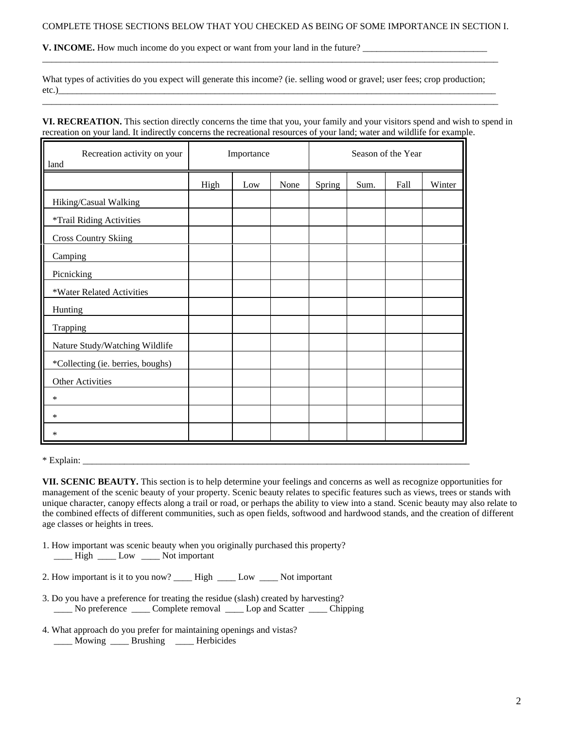COMPLETE THOSE SECTIONS BELOW THAT YOU CHECKED AS BEING OF SOME IMPORTANCE IN SECTION I.

**V. INCOME.** How much income do you expect or want from your land in the future? ___________________________
_____________________________________________________________________________________________

What types of activities do you expect will generate this income? (ie. selling wood or gravel; user fees; crop production; etc.)_____________________________________________________________________________________________
_____________________________________________________________________________________________

**VI. RECREATION.** This section directly concerns the time that you, your family and your visitors spend and wish to spend in recreation on your land. It indirectly concerns the recreational resources of your land; water and wildlife for example.

| Recreation activity on your land | Importance | | | Season of the Year | | | |
|---|---|---|---|---|---|---|---|
| | High | Low | None | Spring | Sum. | Fall | Winter |
| Hiking/Casual Walking | | | | | | | |
| *Trail Riding Activities | | | | | | | |
| Cross Country Skiing | | | | | | | |
| Camping | | | | | | | |
| Picnicking | | | | | | | |
| *Water Related Activities | | | | | | | |
| Hunting | | | | | | | |
| Trapping | | | | | | | |
| Nature Study/Watching Wildlife | | | | | | | |
| *Collecting (ie. berries, boughs) | | | | | | | |
| Other Activities | | | | | | | |
| * | | | | | | | |
| * | | | | | | | |
| * | | | | | | | |

* Explain: _________________________________________________________________________________

**VII. SCENIC BEAUTY.** This section is to help determine your feelings and concerns as well as recognize opportunities for management of the scenic beauty of your property. Scenic beauty relates to specific features such as views, trees or stands with unique character, canopy effects along a trail or road, or perhaps the ability to view into a stand. Scenic beauty may also relate to the combined effects of different communities, such as open fields, softwood and hardwood stands, and the creation of different age classes or heights in trees.

1. How important was scenic beauty when you originally purchased this property?
   ____ High ____ Low ____ Not important

2. How important is it to you now? ____ High ____ Low ____ Not important

3. Do you have a preference for treating the residue (slash) created by harvesting?
   ____ No preference ____ Complete removal ____ Lop and Scatter ____ Chipping

4. What approach do you prefer for maintaining openings and vistas?
   ____ Mowing ____ Brushing ____ Herbicides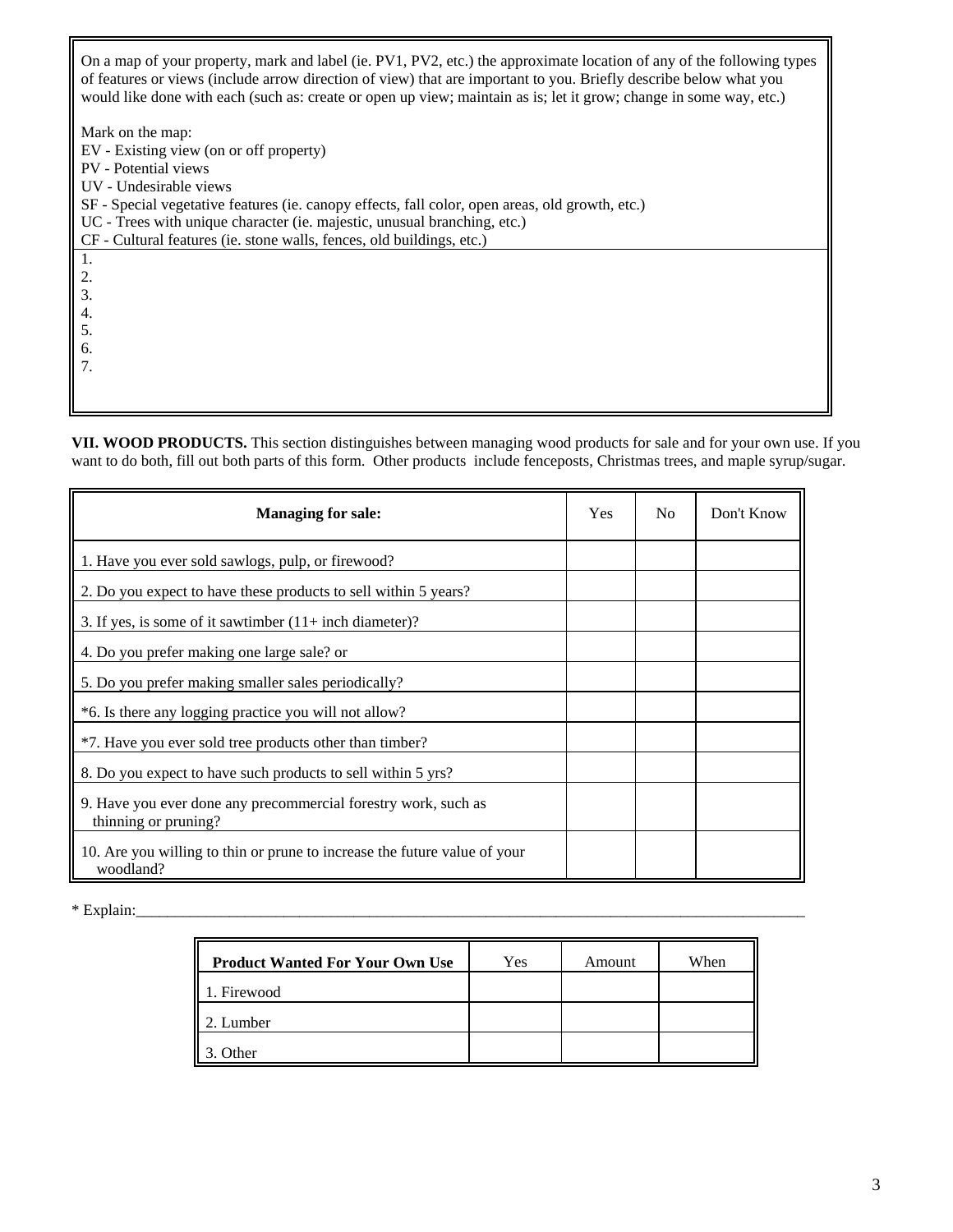On a map of your property, mark and label (ie. PV1, PV2, etc.) the approximate location of any of the following types of features or views (include arrow direction of view) that are important to you. Briefly describe below what you would like done with each (such as: create or open up view; maintain as is; let it grow; change in some way, etc.)

Mark on the map:
EV - Existing view (on or off property)
PV - Potential views
UV - Undesirable views
SF - Special vegetative features (ie. canopy effects, fall color, open areas, old growth, etc.)
UC - Trees with unique character (ie. majestic, unusual branching, etc.)
CF - Cultural features (ie. stone walls, fences, old buildings, etc.)

1.
2.
3.
4.
5.
6.
7.

**VII. WOOD PRODUCTS.** This section distinguishes between managing wood products for sale and for your own use. If you want to do both, fill out both parts of this form. Other products include fenceposts, Christmas trees, and maple syrup/sugar.

| **Managing for sale:** | Yes | No | Don't Know |
|---|---|---|---|
| 1. Have you ever sold sawlogs, pulp, or firewood? | | | |
| 2. Do you expect to have these products to sell within 5 years? | | | |
| 3. If yes, is some of it sawtimber (11+ inch diameter)? | | | |
| 4. Do you prefer making one large sale? or | | | |
| 5. Do you prefer making smaller sales periodically? | | | |
| *6. Is there any logging practice you will not allow? | | | |
| *7. Have you ever sold tree products other than timber? | | | |
| 8. Do you expect to have such products to sell within 5 yrs? | | | |
| 9. Have you ever done any precommercial forestry work, such as thinning or pruning? | | | |
| 10. Are you willing to thin or prune to increase the future value of your woodland? | | | |

* Explain:_______________________________________________________________________________

| **Product Wanted For Your Own Use** | Yes | Amount | When |
|---|---|---|---|
| 1. Firewood | | | |
| 2. Lumber | | | |
| 3. Other | | | |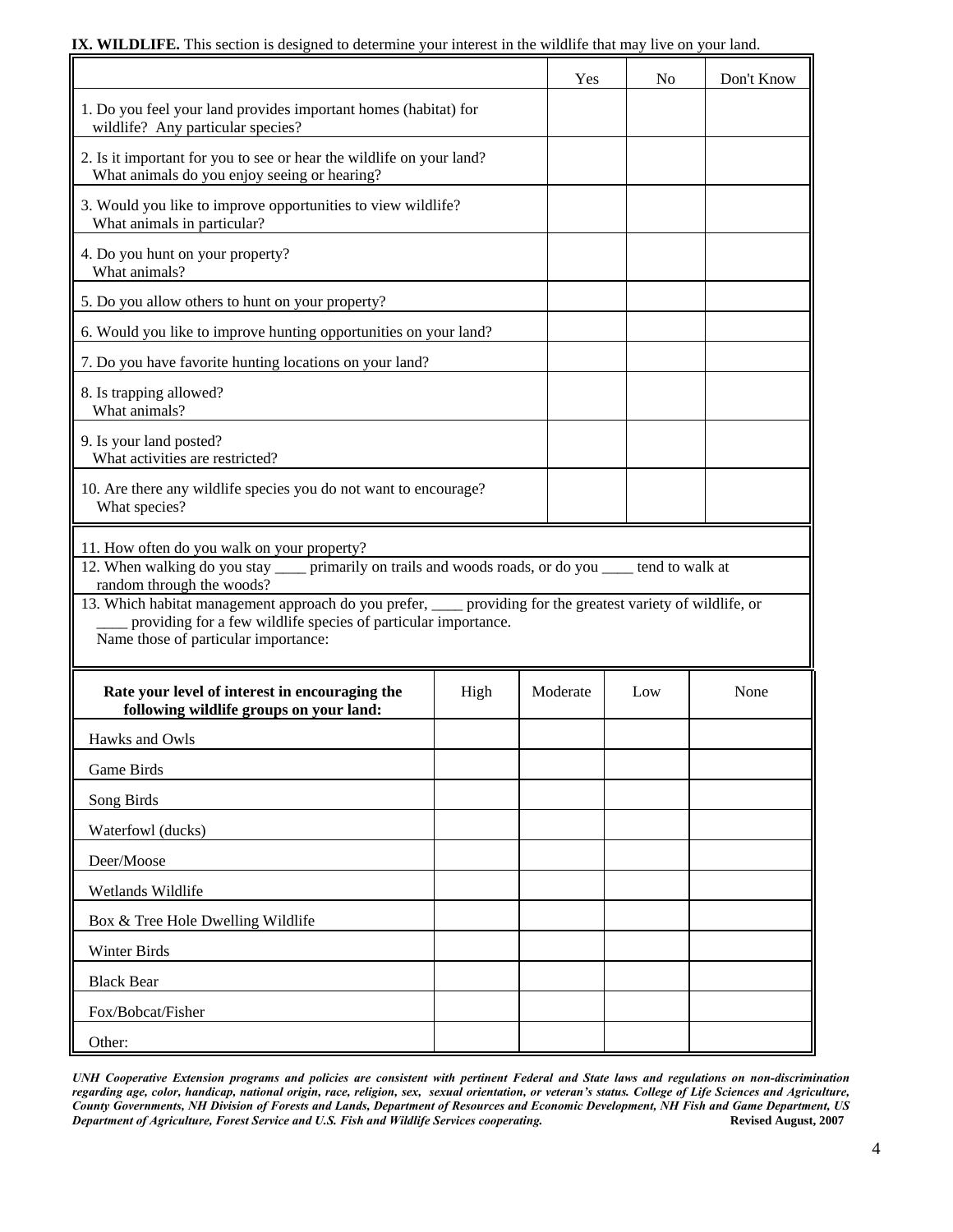**IX. WILDLIFE.** This section is designed to determine your interest in the wildlife that may live on your land.

| | Yes | No | Don't Know |
|---|---|---|---|
| 1. Do you feel your land provides important homes (habitat) for wildlife? Any particular species? | | | |
| 2. Is it important for you to see or hear the wildlife on your land? What animals do you enjoy seeing or hearing? | | | |
| 3. Would you like to improve opportunities to view wildlife? What animals in particular? | | | |
| 4. Do you hunt on your property? What animals? | | | |
| 5. Do you allow others to hunt on your property? | | | |
| 6. Would you like to improve hunting opportunities on your land? | | | |
| 7. Do you have favorite hunting locations on your land? | | | |
| 8. Is trapping allowed? What animals? | | | |
| 9. Is your land posted? What activities are restricted? | | | |
| 10. Are there any wildlife species you do not want to encourage? What species? | | | |

11. How often do you walk on your property?

12. When walking do you stay ____ primarily on trails and woods roads, or do you ____ tend to walk at random through the woods?

13. Which habitat management approach do you prefer, ____ providing for the greatest variety of wildlife, or ____ providing for a few wildlife species of particular importance.
Name those of particular importance:

| **Rate your level of interest in encouraging the following wildlife groups on your land:** | High | Moderate | Low | None |
|---|---|---|---|---|
| Hawks and Owls | | | | |
| Game Birds | | | | |
| Song Birds | | | | |
| Waterfowl (ducks) | | | | |
| Deer/Moose | | | | |
| Wetlands Wildlife | | | | |
| Box & Tree Hole Dwelling Wildlife | | | | |
| Winter Birds | | | | |
| Black Bear | | | | |
| Fox/Bobcat/Fisher | | | | |
| Other: | | | | |

***UNH Cooperative Extension programs and policies are consistent with pertinent Federal and State laws and regulations on non-discrimination regarding age, color, handicap, national origin, race, religion, sex, sexual orientation, or veteran's status. College of Life Sciences and Agriculture, County Governments, NH Division of Forests and Lands, Department of Resources and Economic Development, NH Fish and Game Department, US Department of Agriculture, Forest Service and U.S. Fish and Wildlife Services cooperating.*** **Revised August, 2007**